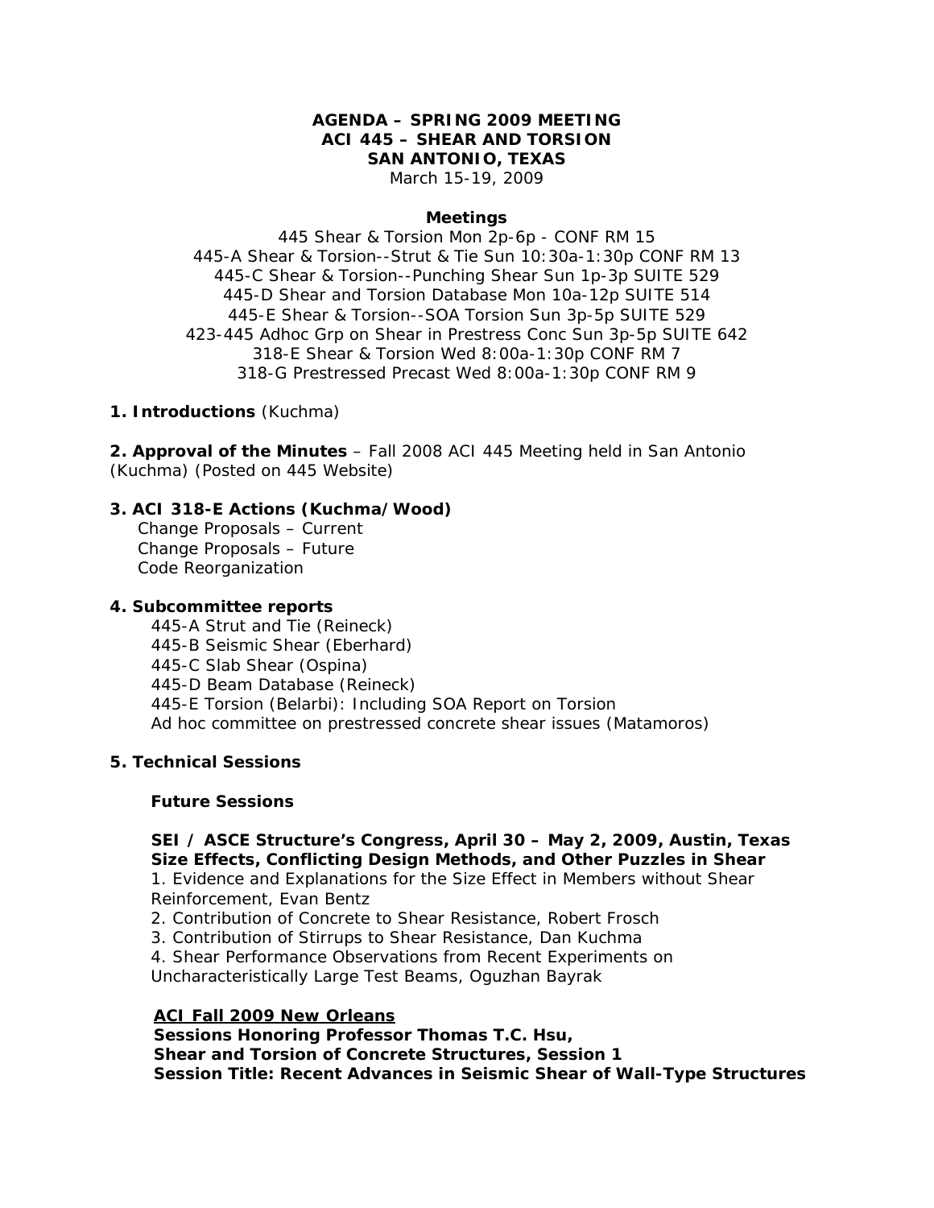**AGENDA – SPRING 2009 MEETING**
**ACI 445 – SHEAR AND TORSION**
**SAN ANTONIO, TEXAS**
March 15-19, 2009

**Meetings**

445 Shear & Torsion Mon 2p-6p - CONF RM 15
445-A Shear & Torsion--Strut & Tie Sun 10:30a-1:30p CONF RM 13
445-C Shear & Torsion--Punching Shear Sun 1p-3p SUITE 529
445-D Shear and Torsion Database Mon 10a-12p SUITE 514
445-E Shear & Torsion--SOA Torsion Sun 3p-5p SUITE 529
423-445 Adhoc Grp on Shear in Prestress Conc Sun 3p-5p SUITE 642
318-E Shear & Torsion Wed 8:00a-1:30p CONF RM 7
318-G Prestressed Precast Wed 8:00a-1:30p CONF RM 9

**1. Introductions** (Kuchma)

**2. Approval of the Minutes** – Fall 2008 ACI 445 Meeting held in San Antonio (Kuchma) (Posted on 445 Website)

**3. ACI 318-E Actions (Kuchma/Wood)**

Change Proposals – Current
Change Proposals – Future
Code Reorganization

**4. Subcommittee reports**

445-A Strut and Tie (Reineck)
445-B Seismic Shear (Eberhard)
445-C Slab Shear (Ospina)
445-D Beam Database (Reineck)
445-E Torsion (Belarbi): Including SOA Report on Torsion
Ad hoc committee on prestressed concrete shear issues (Matamoros)

**5. Technical Sessions**

**Future Sessions**

**SEI / ASCE Structure's Congress, April 30 – May 2, 2009, Austin, Texas**
**Size Effects, Conflicting Design Methods, and Other Puzzles in Shear**

1. Evidence and Explanations for the Size Effect in Members without Shear Reinforcement, Evan Bentz
2. Contribution of Concrete to Shear Resistance, Robert Frosch
3. Contribution of Stirrups to Shear Resistance, Dan Kuchma
4. Shear Performance Observations from Recent Experiments on Uncharacteristically Large Test Beams, Oguzhan Bayrak

**ACI Fall 2009 New Orleans**
**Sessions Honoring Professor Thomas T.C. Hsu,**
**Shear and Torsion of Concrete Structures, Session 1**
**Session Title: Recent Advances in Seismic Shear of Wall-Type Structures**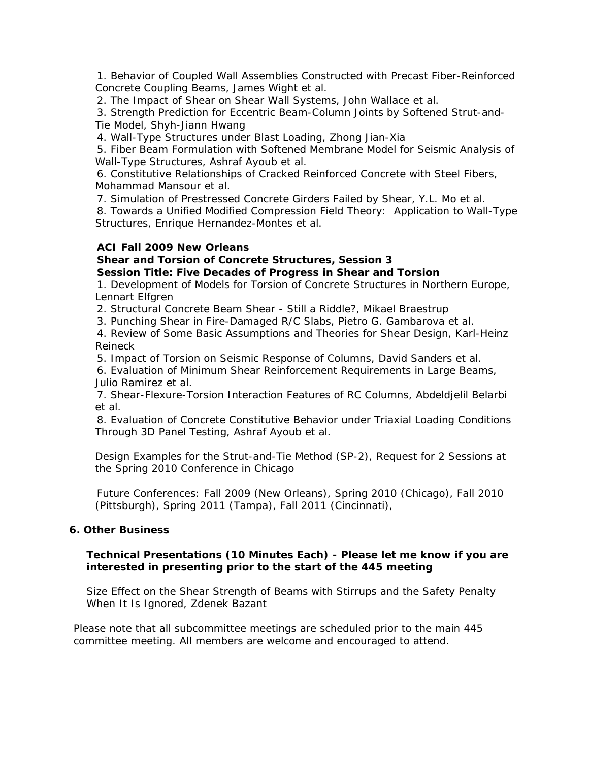1. Behavior of Coupled Wall Assemblies Constructed with Precast Fiber-Reinforced Concrete Coupling Beams, James Wight et al.
2. The Impact of Shear on Shear Wall Systems, John Wallace et al.
3. Strength Prediction for Eccentric Beam-Column Joints by Softened Strut-and-Tie Model, Shyh-Jiann Hwang
4. Wall-Type Structures under Blast Loading, Zhong Jian-Xia
5. Fiber Beam Formulation with Softened Membrane Model for Seismic Analysis of Wall-Type Structures, Ashraf Ayoub et al.
6. Constitutive Relationships of Cracked Reinforced Concrete with Steel Fibers, Mohammad Mansour et al.
7. Simulation of Prestressed Concrete Girders Failed by Shear, Y.L. Mo et al.
8. Towards a Unified Modified Compression Field Theory: Application to Wall-Type Structures, Enrique Hernandez-Montes et al.

**ACI Fall 2009 New Orleans**
**Shear and Torsion of Concrete Structures, Session 3**
**Session Title: Five Decades of Progress in Shear and Torsion**

1. Development of Models for Torsion of Concrete Structures in Northern Europe, Lennart Elfgren
2. Structural Concrete Beam Shear - Still a Riddle?, Mikael Braestrup
3. Punching Shear in Fire-Damaged R/C Slabs, Pietro G. Gambarova et al.
4. Review of Some Basic Assumptions and Theories for Shear Design, Karl-Heinz Reineck
5. Impact of Torsion on Seismic Response of Columns, David Sanders et al.
6. Evaluation of Minimum Shear Reinforcement Requirements in Large Beams, Julio Ramirez et al.
7. Shear-Flexure-Torsion Interaction Features of RC Columns, Abdeldjelil Belarbi et al.
8. Evaluation of Concrete Constitutive Behavior under Triaxial Loading Conditions Through 3D Panel Testing, Ashraf Ayoub et al.

Design Examples for the Strut-and-Tie Method (SP-2), Request for 2 Sessions at the Spring 2010 Conference in Chicago

Future Conferences: Fall 2009 (New Orleans), Spring 2010 (Chicago), Fall 2010 (Pittsburgh), Spring 2011 (Tampa), Fall 2011 (Cincinnati),

**6. Other Business**

**Technical Presentations (10 Minutes Each) - Please let me know if you are interested in presenting prior to the start of the 445 meeting**

Size Effect on the Shear Strength of Beams with Stirrups and the Safety Penalty When It Is Ignored, Zdenek Bazant

Please note that all subcommittee meetings are scheduled prior to the main 445 committee meeting. All members are welcome and encouraged to attend.